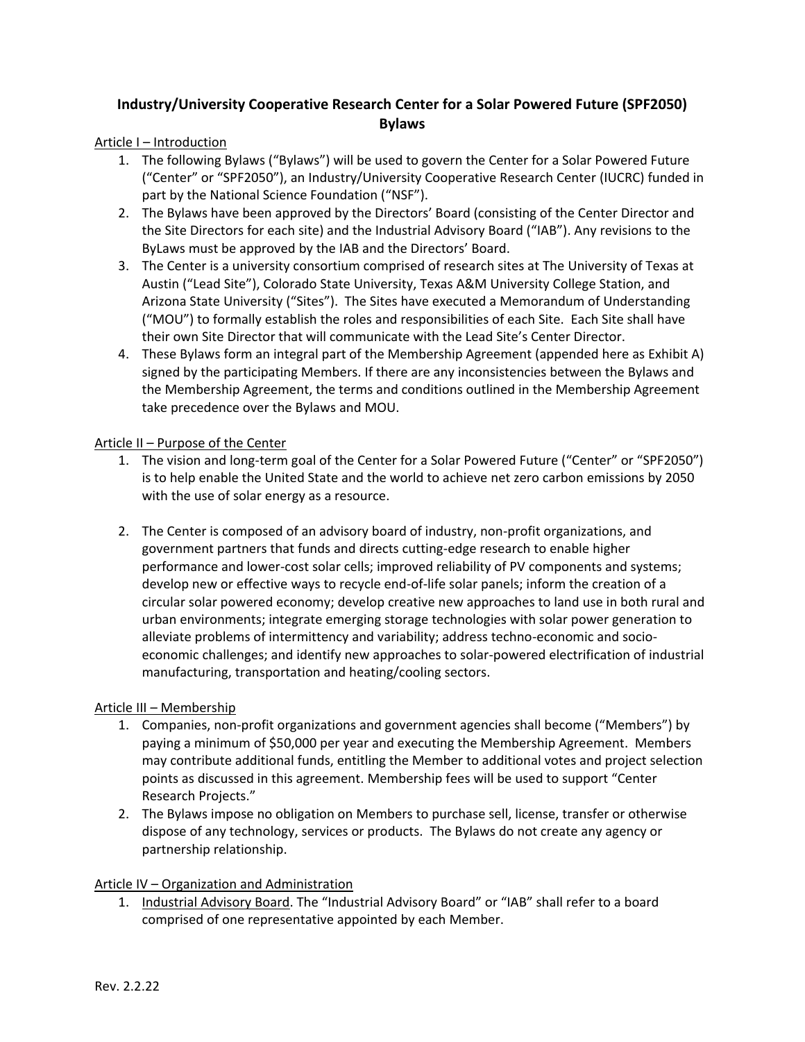# Industry/University Cooperative Research Center for a Solar Powered Future (SPF2050) Bylaws

## Article I – Introduction

1. The following Bylaws ("Bylaws") will be used to govern the Center for a Solar Powered Future ("Center" or "SPF2050"), an Industry/University Cooperative Research Center (IUCRC) funded in part by the National Science Foundation ("NSF").
2. The Bylaws have been approved by the Directors' Board (consisting of the Center Director and the Site Directors for each site) and the Industrial Advisory Board ("IAB"). Any revisions to the ByLaws must be approved by the IAB and the Directors' Board.
3. The Center is a university consortium comprised of research sites at The University of Texas at Austin ("Lead Site"), Colorado State University, Texas A&M University College Station, and Arizona State University ("Sites"). The Sites have executed a Memorandum of Understanding ("MOU") to formally establish the roles and responsibilities of each Site. Each Site shall have their own Site Director that will communicate with the Lead Site's Center Director.
4. These Bylaws form an integral part of the Membership Agreement (appended here as Exhibit A) signed by the participating Members. If there are any inconsistencies between the Bylaws and the Membership Agreement, the terms and conditions outlined in the Membership Agreement take precedence over the Bylaws and MOU.

## Article II – Purpose of the Center

1. The vision and long-term goal of the Center for a Solar Powered Future ("Center" or "SPF2050") is to help enable the United State and the world to achieve net zero carbon emissions by 2050 with the use of solar energy as a resource.

2. The Center is composed of an advisory board of industry, non-profit organizations, and government partners that funds and directs cutting-edge research to enable higher performance and lower-cost solar cells; improved reliability of PV components and systems; develop new or effective ways to recycle end-of-life solar panels; inform the creation of a circular solar powered economy; develop creative new approaches to land use in both rural and urban environments; integrate emerging storage technologies with solar power generation to alleviate problems of intermittency and variability; address techno-economic and socio-economic challenges; and identify new approaches to solar-powered electrification of industrial manufacturing, transportation and heating/cooling sectors.

## Article III – Membership

1. Companies, non-profit organizations and government agencies shall become ("Members") by paying a minimum of $50,000 per year and executing the Membership Agreement. Members may contribute additional funds, entitling the Member to additional votes and project selection points as discussed in this agreement. Membership fees will be used to support "Center Research Projects."
2. The Bylaws impose no obligation on Members to purchase sell, license, transfer or otherwise dispose of any technology, services or products. The Bylaws do not create any agency or partnership relationship.

## Article IV – Organization and Administration

1. Industrial Advisory Board. The "Industrial Advisory Board" or "IAB" shall refer to a board comprised of one representative appointed by each Member.

Rev. 2.2.22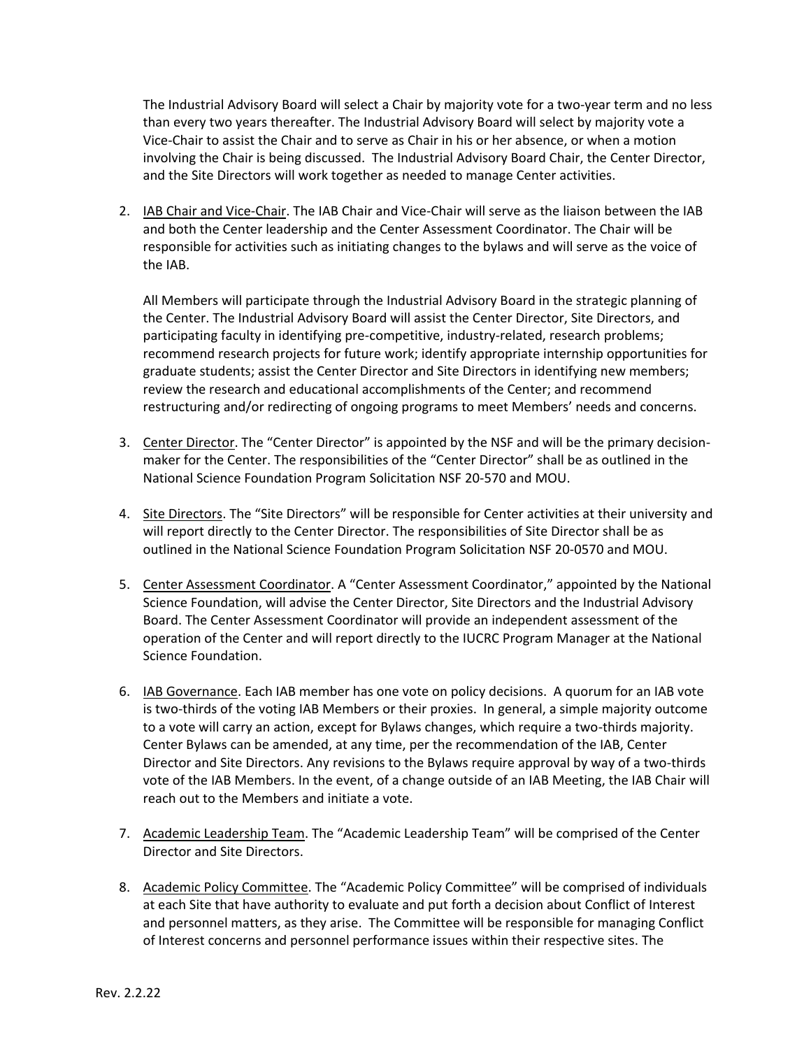The Industrial Advisory Board will select a Chair by majority vote for a two-year term and no less than every two years thereafter. The Industrial Advisory Board will select by majority vote a Vice-Chair to assist the Chair and to serve as Chair in his or her absence, or when a motion involving the Chair is being discussed. The Industrial Advisory Board Chair, the Center Director, and the Site Directors will work together as needed to manage Center activities.

2. IAB Chair and Vice-Chair. The IAB Chair and Vice-Chair will serve as the liaison between the IAB and both the Center leadership and the Center Assessment Coordinator. The Chair will be responsible for activities such as initiating changes to the bylaws and will serve as the voice of the IAB.

   All Members will participate through the Industrial Advisory Board in the strategic planning of the Center. The Industrial Advisory Board will assist the Center Director, Site Directors, and participating faculty in identifying pre-competitive, industry-related, research problems; recommend research projects for future work; identify appropriate internship opportunities for graduate students; assist the Center Director and Site Directors in identifying new members; review the research and educational accomplishments of the Center; and recommend restructuring and/or redirecting of ongoing programs to meet Members' needs and concerns.

3. Center Director. The "Center Director" is appointed by the NSF and will be the primary decision-maker for the Center. The responsibilities of the "Center Director" shall be as outlined in the National Science Foundation Program Solicitation NSF 20-570 and MOU.

4. Site Directors. The "Site Directors" will be responsible for Center activities at their university and will report directly to the Center Director. The responsibilities of Site Director shall be as outlined in the National Science Foundation Program Solicitation NSF 20-0570 and MOU.

5. Center Assessment Coordinator. A "Center Assessment Coordinator," appointed by the National Science Foundation, will advise the Center Director, Site Directors and the Industrial Advisory Board. The Center Assessment Coordinator will provide an independent assessment of the operation of the Center and will report directly to the IUCRC Program Manager at the National Science Foundation.

6. IAB Governance. Each IAB member has one vote on policy decisions. A quorum for an IAB vote is two-thirds of the voting IAB Members or their proxies. In general, a simple majority outcome to a vote will carry an action, except for Bylaws changes, which require a two-thirds majority. Center Bylaws can be amended, at any time, per the recommendation of the IAB, Center Director and Site Directors. Any revisions to the Bylaws require approval by way of a two-thirds vote of the IAB Members. In the event, of a change outside of an IAB Meeting, the IAB Chair will reach out to the Members and initiate a vote.

7. Academic Leadership Team. The "Academic Leadership Team" will be comprised of the Center Director and Site Directors.

8. Academic Policy Committee. The "Academic Policy Committee" will be comprised of individuals at each Site that have authority to evaluate and put forth a decision about Conflict of Interest and personnel matters, as they arise. The Committee will be responsible for managing Conflict of Interest concerns and personnel performance issues within their respective sites. The

Rev. 2.2.22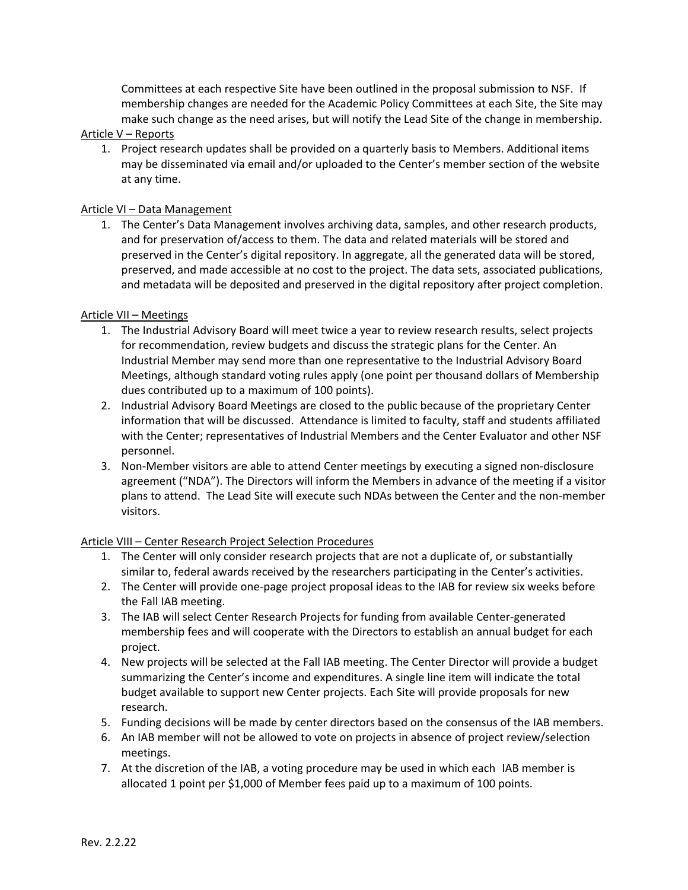Committees at each respective Site have been outlined in the proposal submission to NSF. If membership changes are needed for the Academic Policy Committees at each Site, the Site may make such change as the need arises, but will notify the Lead Site of the change in membership.

Article V – Reports

1. Project research updates shall be provided on a quarterly basis to Members. Additional items may be disseminated via email and/or uploaded to the Center's member section of the website at any time.

Article VI – Data Management

1. The Center's Data Management involves archiving data, samples, and other research products, and for preservation of/access to them. The data and related materials will be stored and preserved in the Center's digital repository. In aggregate, all the generated data will be stored, preserved, and made accessible at no cost to the project. The data sets, associated publications, and metadata will be deposited and preserved in the digital repository after project completion.

Article VII – Meetings

1. The Industrial Advisory Board will meet twice a year to review research results, select projects for recommendation, review budgets and discuss the strategic plans for the Center. An Industrial Member may send more than one representative to the Industrial Advisory Board Meetings, although standard voting rules apply (one point per thousand dollars of Membership dues contributed up to a maximum of 100 points).
2. Industrial Advisory Board Meetings are closed to the public because of the proprietary Center information that will be discussed. Attendance is limited to faculty, staff and students affiliated with the Center; representatives of Industrial Members and the Center Evaluator and other NSF personnel.
3. Non-Member visitors are able to attend Center meetings by executing a signed non-disclosure agreement ("NDA"). The Directors will inform the Members in advance of the meeting if a visitor plans to attend. The Lead Site will execute such NDAs between the Center and the non-member visitors.

Article VIII – Center Research Project Selection Procedures

1. The Center will only consider research projects that are not a duplicate of, or substantially similar to, federal awards received by the researchers participating in the Center's activities.
2. The Center will provide one-page project proposal ideas to the IAB for review six weeks before the Fall IAB meeting.
3. The IAB will select Center Research Projects for funding from available Center-generated membership fees and will cooperate with the Directors to establish an annual budget for each project.
4. New projects will be selected at the Fall IAB meeting. The Center Director will provide a budget summarizing the Center's income and expenditures. A single line item will indicate the total budget available to support new Center projects. Each Site will provide proposals for new research.
5. Funding decisions will be made by center directors based on the consensus of the IAB members.
6. An IAB member will not be allowed to vote on projects in absence of project review/selection meetings.
7. At the discretion of the IAB, a voting procedure may be used in which each IAB member is allocated 1 point per $1,000 of Member fees paid up to a maximum of 100 points.

Rev. 2.2.22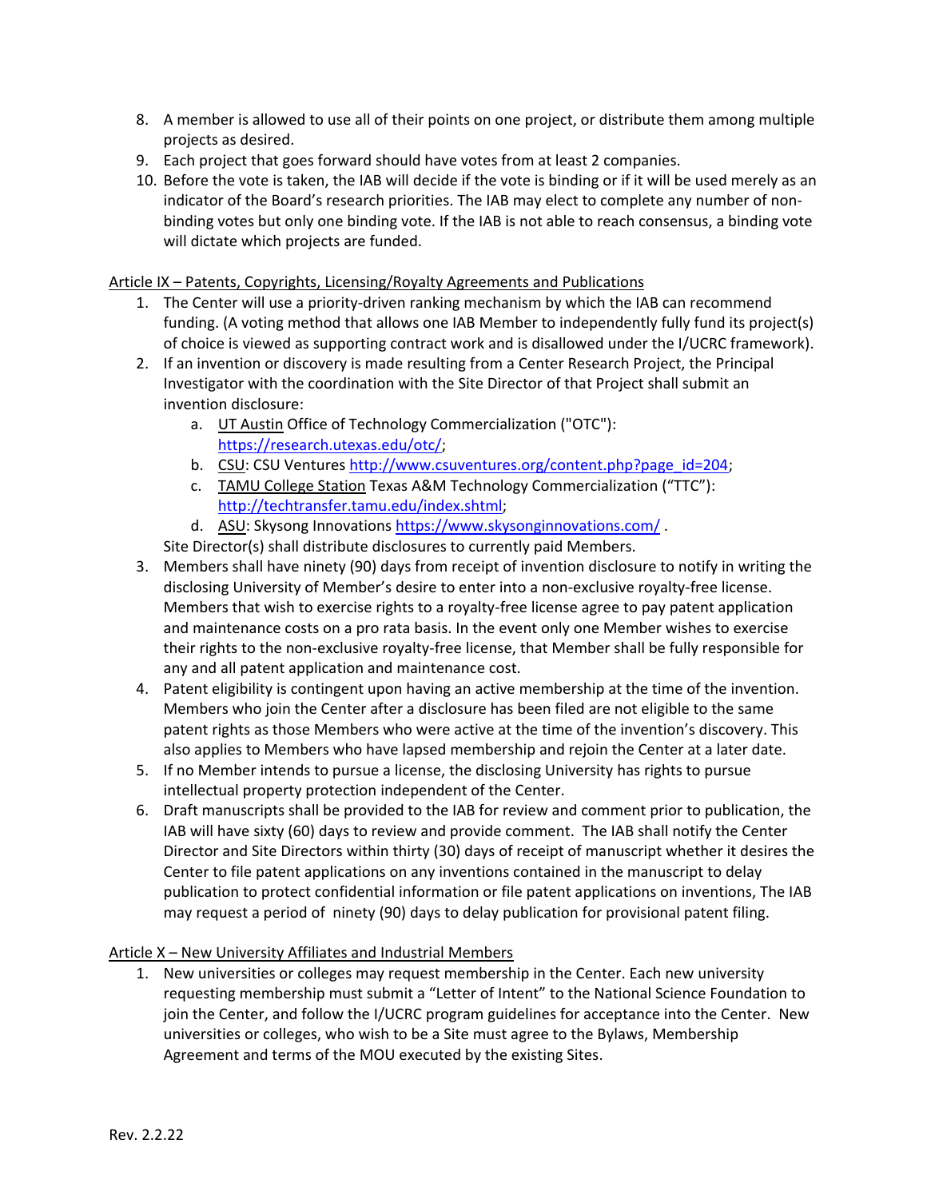8. A member is allowed to use all of their points on one project, or distribute them among multiple projects as desired.
9. Each project that goes forward should have votes from at least 2 companies.
10. Before the vote is taken, the IAB will decide if the vote is binding or if it will be used merely as an indicator of the Board's research priorities. The IAB may elect to complete any number of non-binding votes but only one binding vote. If the IAB is not able to reach consensus, a binding vote will dictate which projects are funded.

Article IX – Patents, Copyrights, Licensing/Royalty Agreements and Publications

1. The Center will use a priority-driven ranking mechanism by which the IAB can recommend funding. (A voting method that allows one IAB Member to independently fully fund its project(s) of choice is viewed as supporting contract work and is disallowed under the I/UCRC framework).
2. If an invention or discovery is made resulting from a Center Research Project, the Principal Investigator with the coordination with the Site Director of that Project shall submit an invention disclosure:
   a. UT Austin Office of Technology Commercialization ("OTC"): https://research.utexas.edu/otc/;
   b. CSU: CSU Ventures http://www.csuventures.org/content.php?page_id=204;
   c. TAMU College Station Texas A&M Technology Commercialization ("TTC"): http://techtransfer.tamu.edu/index.shtml;
   d. ASU: Skysong Innovations https://www.skysonginnovations.com/ .

   Site Director(s) shall distribute disclosures to currently paid Members.
3. Members shall have ninety (90) days from receipt of invention disclosure to notify in writing the disclosing University of Member's desire to enter into a non-exclusive royalty-free license. Members that wish to exercise rights to a royalty-free license agree to pay patent application and maintenance costs on a pro rata basis. In the event only one Member wishes to exercise their rights to the non-exclusive royalty-free license, that Member shall be fully responsible for any and all patent application and maintenance cost.
4. Patent eligibility is contingent upon having an active membership at the time of the invention. Members who join the Center after a disclosure has been filed are not eligible to the same patent rights as those Members who were active at the time of the invention's discovery. This also applies to Members who have lapsed membership and rejoin the Center at a later date.
5. If no Member intends to pursue a license, the disclosing University has rights to pursue intellectual property protection independent of the Center.
6. Draft manuscripts shall be provided to the IAB for review and comment prior to publication, the IAB will have sixty (60) days to review and provide comment. The IAB shall notify the Center Director and Site Directors within thirty (30) days of receipt of manuscript whether it desires the Center to file patent applications on any inventions contained in the manuscript to delay publication to protect confidential information or file patent applications on inventions, The IAB may request a period of ninety (90) days to delay publication for provisional patent filing.

Article X – New University Affiliates and Industrial Members

1. New universities or colleges may request membership in the Center. Each new university requesting membership must submit a "Letter of Intent" to the National Science Foundation to join the Center, and follow the I/UCRC program guidelines for acceptance into the Center. New universities or colleges, who wish to be a Site must agree to the Bylaws, Membership Agreement and terms of the MOU executed by the existing Sites.

Rev. 2.2.22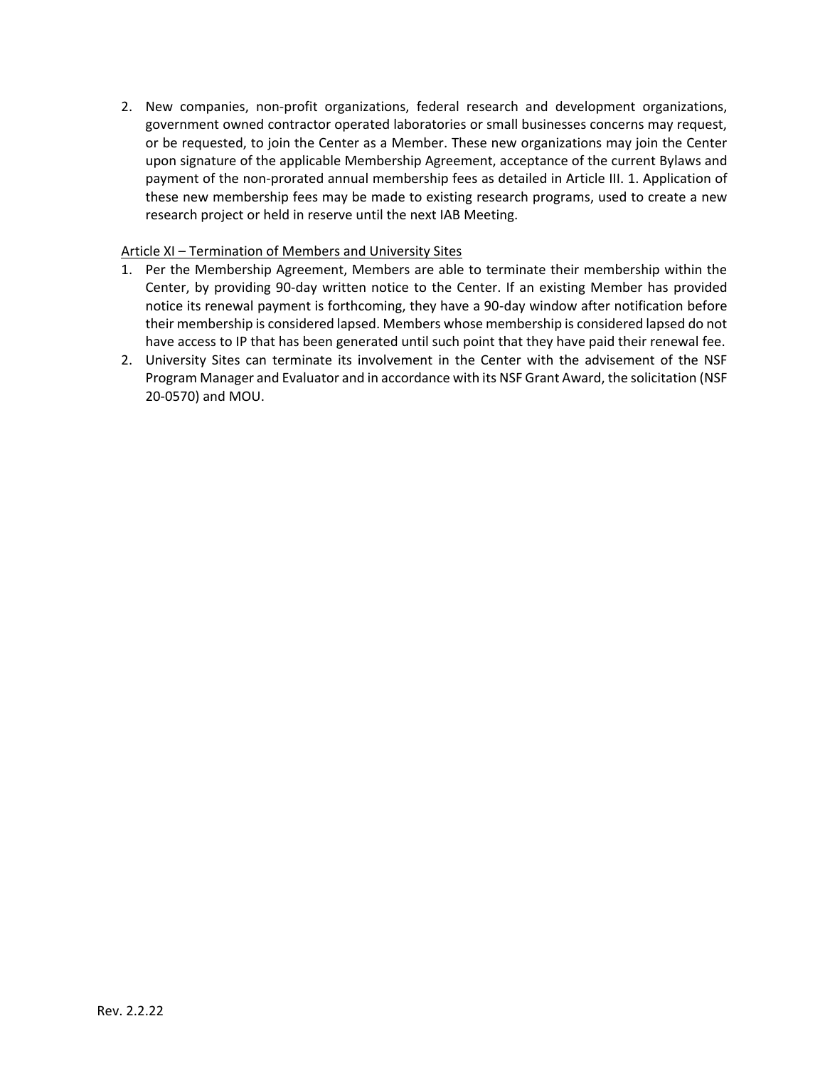2. New companies, non-profit organizations, federal research and development organizations, government owned contractor operated laboratories or small businesses concerns may request, or be requested, to join the Center as a Member. These new organizations may join the Center upon signature of the applicable Membership Agreement, acceptance of the current Bylaws and payment of the non-prorated annual membership fees as detailed in Article III. 1. Application of these new membership fees may be made to existing research programs, used to create a new research project or held in reserve until the next IAB Meeting.

<u>Article XI – Termination of Members and University Sites</u>

1. Per the Membership Agreement, Members are able to terminate their membership within the Center, by providing 90-day written notice to the Center. If an existing Member has provided notice its renewal payment is forthcoming, they have a 90-day window after notification before their membership is considered lapsed. Members whose membership is considered lapsed do not have access to IP that has been generated until such point that they have paid their renewal fee.
2. University Sites can terminate its involvement in the Center with the advisement of the NSF Program Manager and Evaluator and in accordance with its NSF Grant Award, the solicitation (NSF 20-0570) and MOU.

Rev. 2.2.22